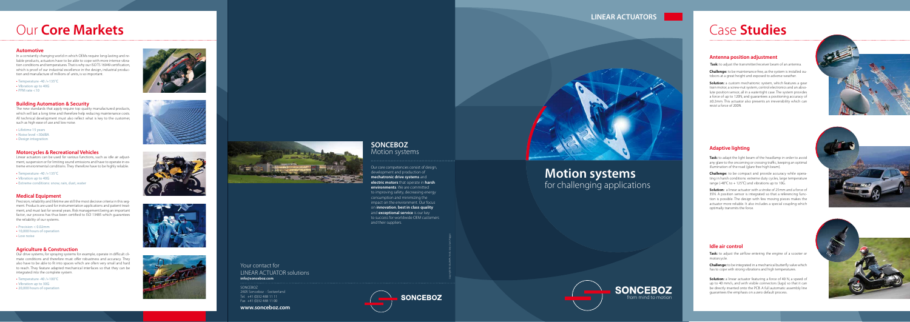# Our **Core Markets**

### Automotive

In a constantly changing world in which OEMs require long-lasting and reliable products, actuators have to be able to cope with more intense vibration conditions and temperatures. That is why our ISO TS 16949 certification, which is proof of our industrial excellence in the design, industrial production and manufacture of millions of units, is so important.

- Temperature -40 /+135°C
- Vibration up to 40G
- PPM rate <10

### Building Automation & Security

The new standards that apply require top quality manufactured products, which will last a long time and therefore help reducing maintenance costs. All technical development must also reflect what is key to the customer, such as high ease of use and low noise.

- Lifetime 15 years
- Noise level <30dBA
- Design integration

### Motorcycles & Recreational Vehicles

Linear actuators can be used for various functions, such as idle air adjustment, suspension or for limiting sound emissions and have to operate in extreme environmental conditions. They therefore have to be highly reliable.

- Temperature -40 /+135°C
- Vibration up to 40G
- Extreme conditions: snow, rain, dust, water

### Medical Equipment

Precision, reliability and lifetime are still the most decisive criteria in this segment. Products are used for instrumentation applications and patient treatment, and must last for several years. Risk management being an important factor, our process has thus been certified to ISO 13485 which guarantees the reliability of our systems.

- Precision < 0.02mm
- 10,000 hours of operation
- Low noise

### Agriculture & Construction

Our drive systems, for spraying systems for example, operate in difficult climate conditions and therefore must offer robustness and accuracy. They also have to be able to fit into spaces which are often very small and hard to reach. They feature adapted mechanical interfaces so that they can be integrated into the complete system.

- Temperature -40 /+100°C
- Vibration up to 30G
- 20,000 hours of operation

## SONCEBOZ
Motion systems

Our core competencies consist of design, development and production of **mechatronic drive systems** and **electric motors** that operate in **harsh environments**. We are committed to improving safety, decreasing energy consumption and minimizing the impact on the environment. Our focus on **innovation**, **best in class quality** and **exceptional service** is our key to success for worldwide OEM customers and their suppliers.

Your contact for
LINEAR ACTUATOR solutions
**info@sonceboz.com**

SONCEBOZ
2605 Sonceboz – Switzerland
Tel. +41 (0)32 488 11 11
Fax +41 (0)32 488 11 00

**www.sonceboz.com**

SONCEBOZ

**LINEAR ACTUATORS**

# **Motion systems**
for challenging applications

SONCEBOZ
from mind to motion

# Case **Studies**

### Antenna position adjustment

**Task:** to adjust the transmitter/receiver beam of an antenna.

**Challenge:** to be maintenance free, as the system is installed outdoors at a great height and exposed to adverse weather.

**Solution:** a custom mechatronic system, which features a gear train motor, a screw-nut system, control electronics and an absolute position sensor, all in a watertight case. The system provides a force of up to 120N, and guarantees a positioning accuracy of ±0.2mm. This actuator also presents an irreversibility which can resist a force of 200N.

### Adaptive lighting

**Task:** to adapt the light beam of the headlamp in order to avoid any glare to the oncoming or crossing traffic, keeping an optimal illumination of the road (glare free high beam).

**Challenge:** to be compact and provide accuracy while operating in harsh conditions: extreme duty cycles, large temperature range (-40°C to + 125°C) and vibrations up to 10G.

**Solution:** a linear actuator with a stroke of 25mm and a force of 35N. A position sensor is integrated so that a referencing function is possible. The design with few moving pieces makes the actuator more reliable. It also includes a special coupling which optimally transmits the force.

### Idle air control

**Task:** to adjust the airflow entering the engine of a scooter or motorcycle.

**Challenge:** to be integrated in a mechanical butterfly valve which has to cope with strong vibrations and high temperatures.

**Solution:** a linear actuator featuring a force of 40 N, a speed of up to 40 mm/s, and with visible connectors (lugs) so that it can be directly inserted onto the PCB. A full automatic assembly line guarantees the emphasis on a zero default process.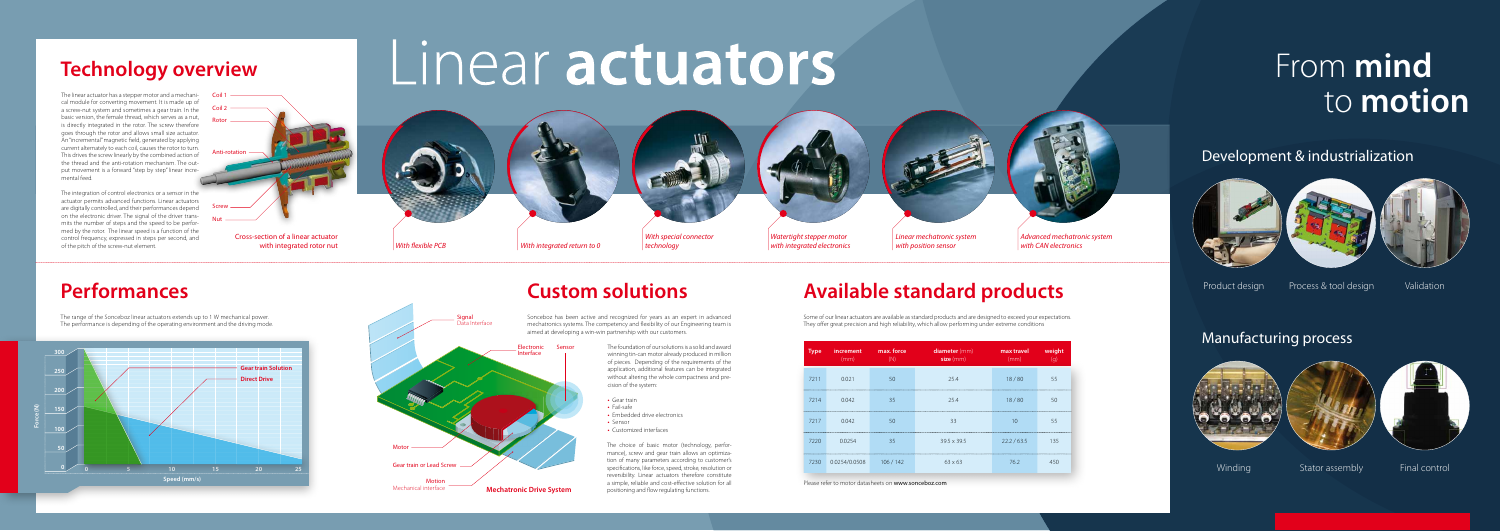# Linear **actuators**

# From **mind** to **motion**

## Technology overview

The linear actuator has a stepper motor and a mechanical module for converting movement. It is made up of a screw-nut system and sometimes a gear train. In the basic version, the female thread, which serves as a nut, is directly integrated in the rotor. The screw therefore goes through the rotor and allows small size actuator. An "incremental" magnetic field, generated by applying current alternately to each coil, causes the rotor to turn. This drives the screw linearly by the combined action of the thread and the anti-rotation mechanism. The output movement is a forward "step by step" linear incremental feed.

The integration of control electronics or a sensor in the actuator permits advanced functions. Linear actuators are digitally controlled, and their performances depend on the electronic driver. The signal of the driver transmits the number of steps and the speed to be performed by the rotor. The linear speed is a function of the control frequency, expressed in steps per second, and of the pitch of the screw-nut element.

Coil 1

Coil 2

Rotor

Anti-rotation

Screw

Nut

Cross-section of a linear actuator with integrated rotor nut

*With flexible PCB*

*With integrated return to 0*

*With special connector technology*

*Watertight stepper motor with integrated electronics*

*Linear mechatronic system with position sensor*

*Advanced mechatronic system with CAN electronics*

## Performances

The range of the Sonceboz linear actuators extends up to 1 W mechanical power. The performance is depending of the operating environment and the driving mode.

Force (N)

300

250

200

150

100

50

0

0

5

10

15

20

25

Speed (mm/s)

Gear train Solution

Direct Drive

## Custom solutions

Signal
Data Interface

Electronic Interface

Sensor

Motor

Gear train or Lead Screw

Motion
Mechanical Interface

**Mechatronic Drive System**

Sonceboz has been active and recognized for years as an expert in advanced mechatronics systems. The competency and flexibility of our Engineering team is aimed at developing a win-win partnership with our customers.

The foundation of our solutions is a solid and award winning tin-can motor already produced in million of pieces. Depending of the requirements of the application, additional features can be integrated without altering the whole compactness and precision of the system:

- Gear train
- Fail-safe
- Embedded drive electronics
- Sensor
- Customized interfaces

The choice of basic motor (technology, performance), screw and gear train allows an optimization of many parameters according to customer's specifications, like force, speed, stroke, resolution or reversibility. Linear actuators therefore constitute a simple, reliable and cost-effective solution for all positioning and flow regulating functions.

## Available standard products

Some of our linear actuators are available as standard products and are designed to exceed your expectations. They offer great precision and high reliability, which allow performing under extreme conditions.

| Type | increment (mm) | max. force (N) | diameter (mm) size (mm) | max travel (mm) | weight (g) |
|---|---|---|---|---|---|
| 7211 | 0.021 | 50 | 25.4 | 18 / 80 | 55 |
| 7214 | 0.042 | 35 | 25.4 | 18 / 80 | 50 |
| 7217 | 0.042 | 50 | 33 | 10 | 55 |
| 7220 | 0.0254 | 35 | 39.5 x 39.5 | 22.2 / 63.5 | 135 |
| 7230 | 0.0254/0.0508 | 106 / 142 | 63 x 63 | 76.2 | 450 |

Please refer to motor datasheets on **www.sonceboz.com**

## Development & industrialization

Product design

Process & tool design

Validation

## Manufacturing process

Winding

Stator assembly

Final control